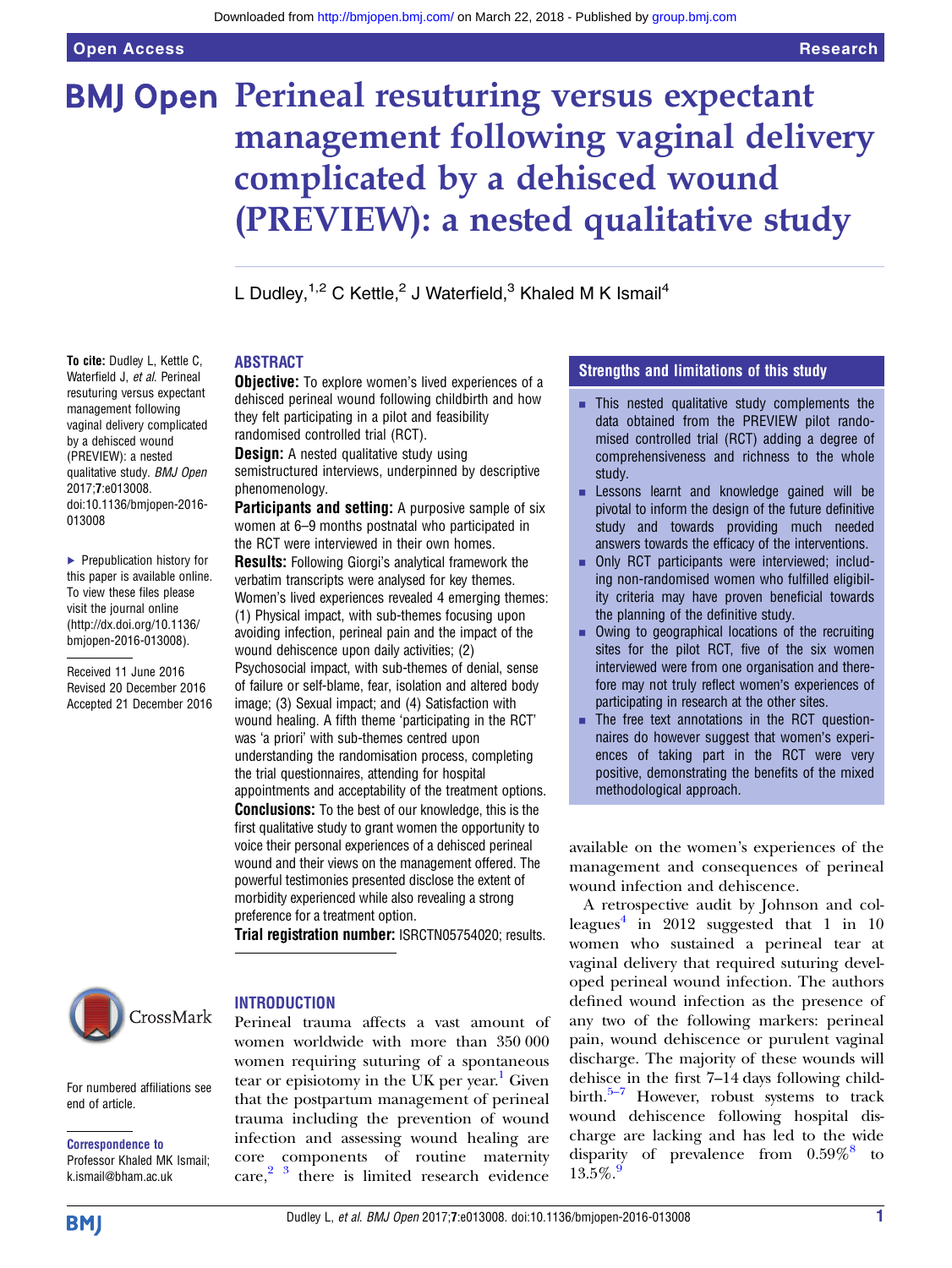# Perineal resuturing versus expectant management following vaginal delivery complicated by a dehisced wound (PREVIEW): a nested qualitative study

L Dudley,[1,2] C Kettle,[2] J Waterfield,[3] Khaled M K Ismail[4]

**To cite:** Dudley L, Kettle C, Waterfield J, *et al.* Perineal resuturing versus expectant management following vaginal delivery complicated by a dehisced wound (PREVIEW): a nested qualitative study. *BMJ Open* 2017;**7**:e013008. doi:10.1136/bmjopen-2016-013008

▶ Prepublication history for this paper is available online. To view these files please visit the journal online (http://dx.doi.org/10.1136/bmjopen-2016-013008).

Received 11 June 2016
Revised 20 December 2016
Accepted 21 December 2016

For numbered affiliations see end of article.

**Correspondence to**
Professor Khaled MK Ismail; k.ismail@bham.ac.uk

## ABSTRACT

**Objective:** To explore women's lived experiences of a dehisced perineal wound following childbirth and how they felt participating in a pilot and feasibility randomised controlled trial (RCT).

**Design:** A nested qualitative study using semistructured interviews, underpinned by descriptive phenomenology.

**Participants and setting:** A purposive sample of six women at 6–9 months postnatal who participated in the RCT were interviewed in their own homes.

**Results:** Following Giorgi's analytical framework the verbatim transcripts were analysed for key themes. Women's lived experiences revealed 4 emerging themes: (1) Physical impact, with sub-themes focusing upon avoiding infection, perineal pain and the impact of the wound dehiscence upon daily activities; (2) Psychosocial impact, with sub-themes of denial, sense of failure or self-blame, fear, isolation and altered body image; (3) Sexual impact; and (4) Satisfaction with wound healing. A fifth theme 'participating in the RCT' was 'a priori' with sub-themes centred upon understanding the randomisation process, completing the trial questionnaires, attending for hospital appointments and acceptability of the treatment options.

**Conclusions:** To the best of our knowledge, this is the first qualitative study to grant women the opportunity to voice their personal experiences of a dehisced perineal wound and their views on the management offered. The powerful testimonies presented disclose the extent of morbidity experienced while also revealing a strong preference for a treatment option.

**Trial registration number:** ISRCTN05754020; results.

## Strengths and limitations of this study

- This nested qualitative study complements the data obtained from the PREVIEW pilot randomised controlled trial (RCT) adding a degree of comprehensiveness and richness to the whole study.
- Lessons learnt and knowledge gained will be pivotal to inform the design of the future definitive study and towards providing much needed answers towards the efficacy of the interventions.
- Only RCT participants were interviewed; including non-randomised women who fulfilled eligibility criteria may have proven beneficial towards the planning of the definitive study.
- Owing to geographical locations of the recruiting sites for the pilot RCT, five of the six women interviewed were from one organisation and therefore may not truly reflect women's experiences of participating in research at the other sites.
- The free text annotations in the RCT questionnaires do however suggest that women's experiences of taking part in the RCT were very positive, demonstrating the benefits of the mixed methodological approach.

## INTRODUCTION

Perineal trauma affects a vast amount of women worldwide with more than 350 000 women requiring suturing of a spontaneous tear or episiotomy in the UK per year.[1] Given that the postpartum management of perineal trauma including the prevention of wound infection and assessing wound healing are core components of routine maternity care,[2 3] there is limited research evidence available on the women's experiences of the management and consequences of perineal wound infection and dehiscence.

A retrospective audit by Johnson and colleagues[4] in 2012 suggested that 1 in 10 women who sustained a perineal tear at vaginal delivery that required suturing developed perineal wound infection. The authors defined wound infection as the presence of any two of the following markers: perineal pain, wound dehiscence or purulent vaginal discharge. The majority of these wounds will dehisce in the first 7–14 days following childbirth.[5–7] However, robust systems to track wound dehiscence following hospital discharge are lacking and has led to the wide disparity of prevalence from 0.59%[8] to 13.5%.[9]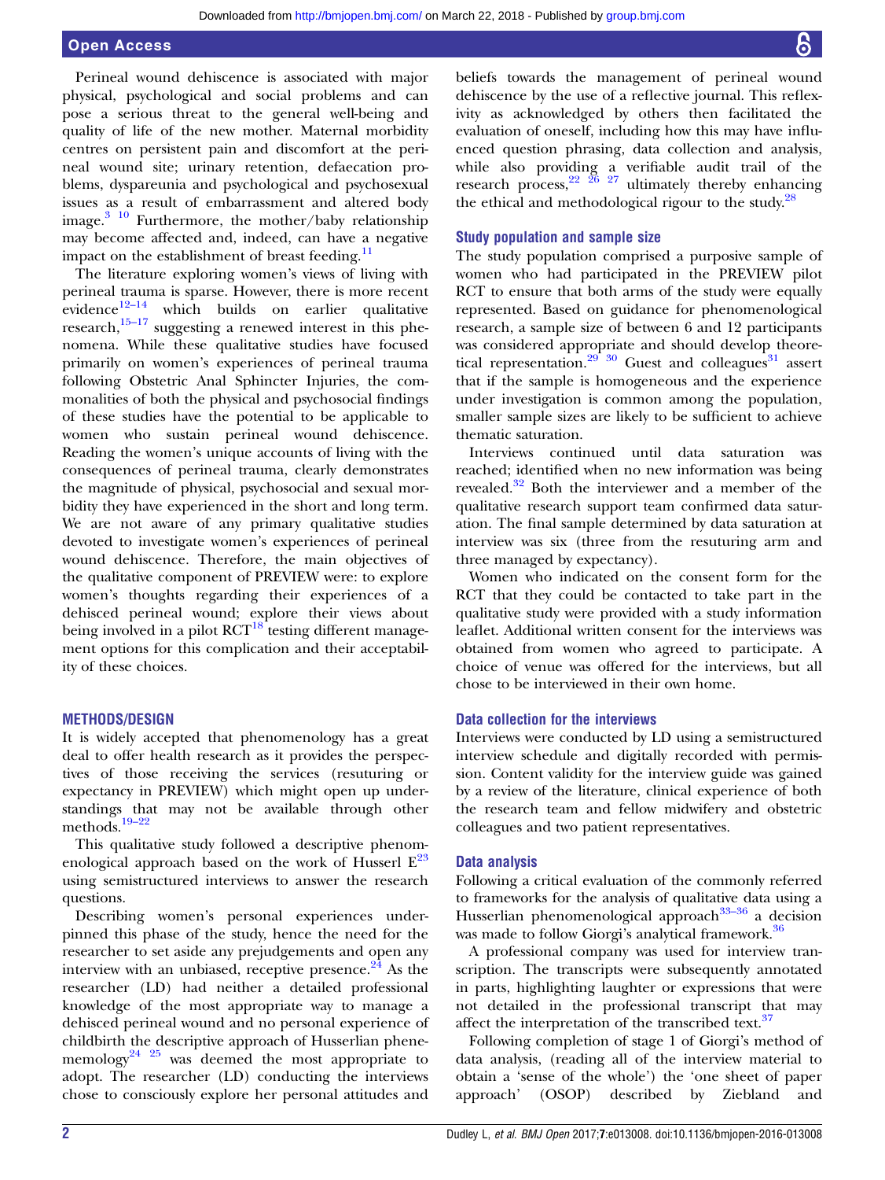Perineal wound dehiscence is associated with major physical, psychological and social problems and can pose a serious threat to the general well-being and quality of life of the new mother. Maternal morbidity centres on persistent pain and discomfort at the perineal wound site; urinary retention, defaecation problems, dyspareunia and psychological and psychosexual issues as a result of embarrassment and altered body image.[3 10] Furthermore, the mother/baby relationship may become affected and, indeed, can have a negative impact on the establishment of breast feeding.[11]

The literature exploring women's views of living with perineal trauma is sparse. However, there is more recent evidence[12–14] which builds on earlier qualitative research,[15–17] suggesting a renewed interest in this phenomena. While these qualitative studies have focused primarily on women's experiences of perineal trauma following Obstetric Anal Sphincter Injuries, the commonalities of both the physical and psychosocial findings of these studies have the potential to be applicable to women who sustain perineal wound dehiscence. Reading the women's unique accounts of living with the consequences of perineal trauma, clearly demonstrates the magnitude of physical, psychosocial and sexual morbidity they have experienced in the short and long term. We are not aware of any primary qualitative studies devoted to investigate women's experiences of perineal wound dehiscence. Therefore, the main objectives of the qualitative component of PREVIEW were: to explore women's thoughts regarding their experiences of a dehisced perineal wound; explore their views about being involved in a pilot RCT[18] testing different management options for this complication and their acceptability of these choices.

## METHODS/DESIGN

It is widely accepted that phenomenology has a great deal to offer health research as it provides the perspectives of those receiving the services (resuturing or expectancy in PREVIEW) which might open up understandings that may not be available through other methods.[19–22]

This qualitative study followed a descriptive phenomenological approach based on the work of Husserl E[23] using semistructured interviews to answer the research questions.

Describing women's personal experiences underpinned this phase of the study, hence the need for the researcher to set aside any prejudgements and open any interview with an unbiased, receptive presence.[24] As the researcher (LD) had neither a detailed professional knowledge of the most appropriate way to manage a dehisced perineal wound and no personal experience of childbirth the descriptive approach of Husserlian phenememology[24 25] was deemed the most appropriate to adopt. The researcher (LD) conducting the interviews chose to consciously explore her personal attitudes and beliefs towards the management of perineal wound dehiscence by the use of a reflective journal. This reflexivity as acknowledged by others then facilitated the evaluation of oneself, including how this may have influenced question phrasing, data collection and analysis, while also providing a verifiable audit trail of the research process,[22 26 27] ultimately thereby enhancing the ethical and methodological rigour to the study.[28]

### Study population and sample size

The study population comprised a purposive sample of women who had participated in the PREVIEW pilot RCT to ensure that both arms of the study were equally represented. Based on guidance for phenomenological research, a sample size of between 6 and 12 participants was considered appropriate and should develop theoretical representation.[29 30] Guest and colleagues[31] assert that if the sample is homogeneous and the experience under investigation is common among the population, smaller sample sizes are likely to be sufficient to achieve thematic saturation.

Interviews continued until data saturation was reached; identified when no new information was being revealed.[32] Both the interviewer and a member of the qualitative research support team confirmed data saturation. The final sample determined by data saturation at interview was six (three from the resuturing arm and three managed by expectancy).

Women who indicated on the consent form for the RCT that they could be contacted to take part in the qualitative study were provided with a study information leaflet. Additional written consent for the interviews was obtained from women who agreed to participate. A choice of venue was offered for the interviews, but all chose to be interviewed in their own home.

### Data collection for the interviews

Interviews were conducted by LD using a semistructured interview schedule and digitally recorded with permission. Content validity for the interview guide was gained by a review of the literature, clinical experience of both the research team and fellow midwifery and obstetric colleagues and two patient representatives.

### Data analysis

Following a critical evaluation of the commonly referred to frameworks for the analysis of qualitative data using a Husserlian phenomenological approach[33–36] a decision was made to follow Giorgi's analytical framework.[36]

A professional company was used for interview transcription. The transcripts were subsequently annotated in parts, highlighting laughter or expressions that were not detailed in the professional transcript that may affect the interpretation of the transcribed text.[37]

Following completion of stage 1 of Giorgi's method of data analysis, (reading all of the interview material to obtain a 'sense of the whole') the 'one sheet of paper approach' (OSOP) described by Ziebland and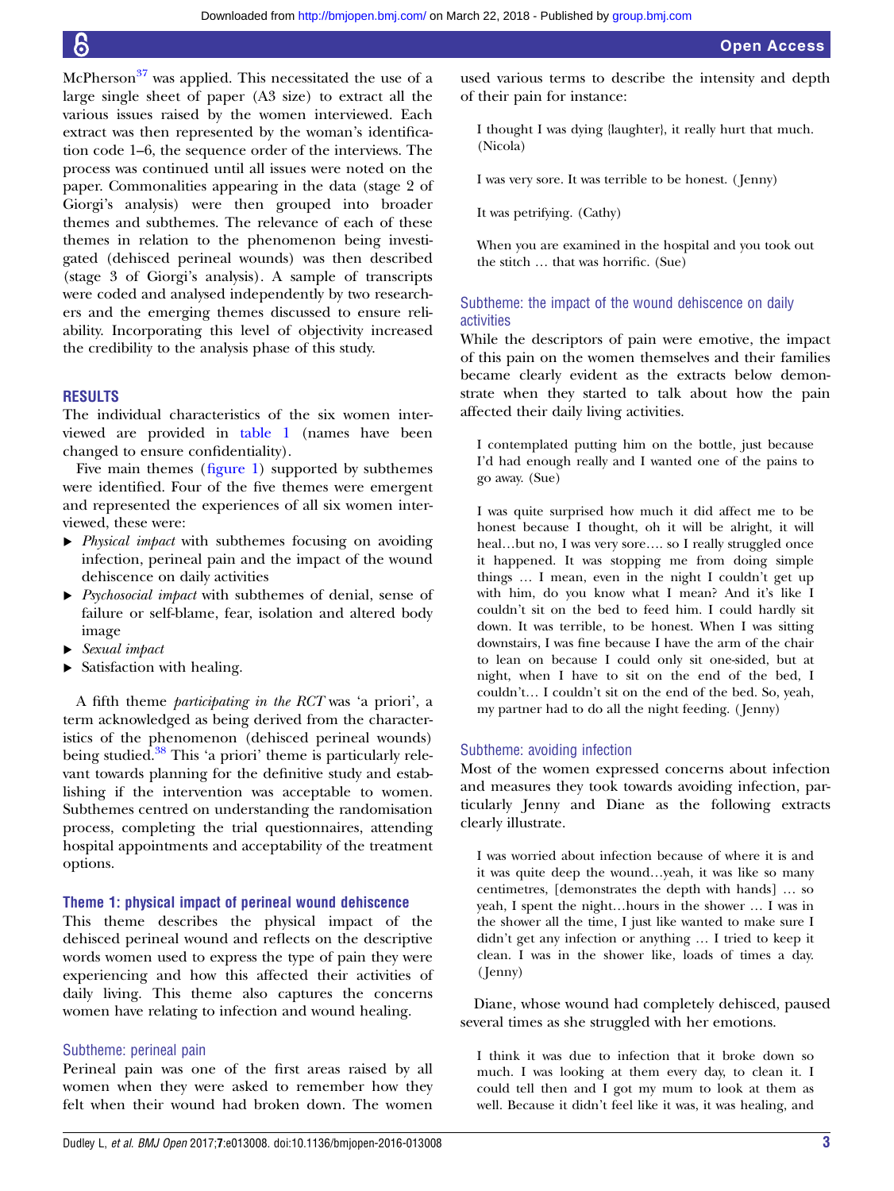McPherson[37] was applied. This necessitated the use of a large single sheet of paper (A3 size) to extract all the various issues raised by the women interviewed. Each extract was then represented by the woman's identification code 1–6, the sequence order of the interviews. The process was continued until all issues were noted on the paper. Commonalities appearing in the data (stage 2 of Giorgi's analysis) were then grouped into broader themes and subthemes. The relevance of each of these themes in relation to the phenomenon being investigated (dehisced perineal wounds) was then described (stage 3 of Giorgi's analysis). A sample of transcripts were coded and analysed independently by two researchers and the emerging themes discussed to ensure reliability. Incorporating this level of objectivity increased the credibility to the analysis phase of this study.

## RESULTS

The individual characteristics of the six women interviewed are provided in table 1 (names have been changed to ensure confidentiality).

Five main themes (figure 1) supported by subthemes were identified. Four of the five themes were emergent and represented the experiences of all six women interviewed, these were:

- *Physical impact* with subthemes focusing on avoiding infection, perineal pain and the impact of the wound dehiscence on daily activities
- *Psychosocial impact* with subthemes of denial, sense of failure or self-blame, fear, isolation and altered body image
- *Sexual impact*
- Satisfaction with healing.

A fifth theme *participating in the RCT* was 'a priori', a term acknowledged as being derived from the characteristics of the phenomenon (dehisced perineal wounds) being studied.[38] This 'a priori' theme is particularly relevant towards planning for the definitive study and establishing if the intervention was acceptable to women. Subthemes centred on understanding the randomisation process, completing the trial questionnaires, attending hospital appointments and acceptability of the treatment options.

### Theme 1: physical impact of perineal wound dehiscence

This theme describes the physical impact of the dehisced perineal wound and reflects on the descriptive words women used to express the type of pain they were experiencing and how this affected their activities of daily living. This theme also captures the concerns women have relating to infection and wound healing.

#### Subtheme: perineal pain

Perineal pain was one of the first areas raised by all women when they were asked to remember how they felt when their wound had broken down. The women used various terms to describe the intensity and depth of their pain for instance:

> I thought I was dying {laughter}, it really hurt that much. (Nicola)

> I was very sore. It was terrible to be honest. (Jenny)

> It was petrifying. (Cathy)

> When you are examined in the hospital and you took out the stitch … that was horrific. (Sue)

#### Subtheme: the impact of the wound dehiscence on daily activities

While the descriptors of pain were emotive, the impact of this pain on the women themselves and their families became clearly evident as the extracts below demonstrate when they started to talk about how the pain affected their daily living activities.

> I contemplated putting him on the bottle, just because I'd had enough really and I wanted one of the pains to go away. (Sue)

> I was quite surprised how much it did affect me to be honest because I thought, oh it will be alright, it will heal…but no, I was very sore…. so I really struggled once it happened. It was stopping me from doing simple things … I mean, even in the night I couldn't get up with him, do you know what I mean? And it's like I couldn't sit on the bed to feed him. I could hardly sit down. It was terrible, to be honest. When I was sitting downstairs, I was fine because I have the arm of the chair to lean on because I could only sit one-sided, but at night, when I have to sit on the end of the bed, I couldn't… I couldn't sit on the end of the bed. So, yeah, my partner had to do all the night feeding. (Jenny)

#### Subtheme: avoiding infection

Most of the women expressed concerns about infection and measures they took towards avoiding infection, particularly Jenny and Diane as the following extracts clearly illustrate.

> I was worried about infection because of where it is and it was quite deep the wound…yeah, it was like so many centimetres, [demonstrates the depth with hands] … so yeah, I spent the night…hours in the shower … I was in the shower all the time, I just like wanted to make sure I didn't get any infection or anything … I tried to keep it clean. I was in the shower like, loads of times a day. (Jenny)

Diane, whose wound had completely dehisced, paused several times as she struggled with her emotions.

> I think it was due to infection that it broke down so much. I was looking at them every day, to clean it. I could tell then and I got my mum to look at them as well. Because it didn't feel like it was, it was healing, and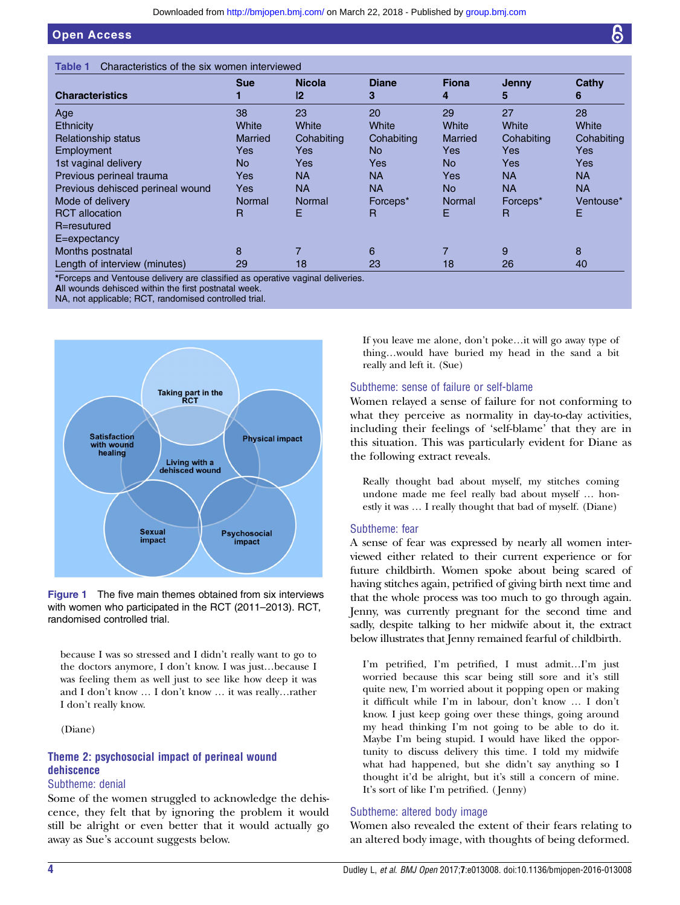**Table 1** Characteristics of the six women interviewed

| Characteristics | Sue 1 | Nicola I2 | Diane 3 | Fiona 4 | Jenny 5 | Cathy 6 |
|---|---|---|---|---|---|---|
| Age | 38 | 23 | 20 | 29 | 27 | 28 |
| Ethnicity | White | White | White | White | White | White |
| Relationship status | Married | Cohabiting | Cohabiting | Married | Cohabiting | Cohabiting |
| Employment | Yes | Yes | No | Yes | Yes | Yes |
| 1st vaginal delivery | No | Yes | Yes | No | Yes | Yes |
| Previous perineal trauma | Yes | NA | NA | Yes | NA | NA |
| Previous dehisced perineal wound | Yes | NA | NA | No | NA | NA |
| Mode of delivery | Normal | Normal | Forceps* | Normal | Forceps* | Ventouse* |
| RCT allocation R=resutured E=expectancy | R | E | R | E | R | E |
| Months postnatal | 8 | 7 | 6 | 7 | 9 | 8 |
| Length of interview (minutes) | 29 | 18 | 23 | 18 | 26 | 40 |

*Forceps and Ventouse delivery are classified as operative vaginal deliveries.
All wounds dehisced within the first postnatal week.
NA, not applicable; RCT, randomised controlled trial.

Taking part in the RCT
Physical impact
Satisfaction with wound healing
Living with a dehisced wound
Sexual impact
Psychosocial impact

**Figure 1** The five main themes obtained from six interviews with women who participated in the RCT (2011–2013). RCT, randomised controlled trial.

> because I was so stressed and I didn't really want to go to the doctors anymore, I don't know. I was just…because I was feeling them as well just to see like how deep it was and I don't know … I don't know … it was really…rather I don't really know.
>
> (Diane)

### Theme 2: psychosocial impact of perineal wound dehiscence

#### Subtheme: denial

Some of the women struggled to acknowledge the dehiscence, they felt that by ignoring the problem it would still be alright or even better that it would actually go away as Sue's account suggests below.

> If you leave me alone, don't poke…it will go away type of thing…would have buried my head in the sand a bit really and left it. (Sue)

#### Subtheme: sense of failure or self-blame

Women relayed a sense of failure for not conforming to what they perceive as normality in day-to-day activities, including their feelings of 'self-blame' that they are in this situation. This was particularly evident for Diane as the following extract reveals.

> Really thought bad about myself, my stitches coming undone made me feel really bad about myself … honestly it was … I really thought that bad of myself. (Diane)

#### Subtheme: fear

A sense of fear was expressed by nearly all women interviewed either related to their current experience or for future childbirth. Women spoke about being scared of having stitches again, petrified of giving birth next time and that the whole process was too much to go through again. Jenny, was currently pregnant for the second time and sadly, despite talking to her midwife about it, the extract below illustrates that Jenny remained fearful of childbirth.

> I'm petrified, I'm petrified, I must admit…I'm just worried because this scar being still sore and it's still quite new, I'm worried about it popping open or making it difficult while I'm in labour, don't know … I don't know. I just keep going over these things, going around my head thinking I'm not going to be able to do it. Maybe I'm being stupid. I would have liked the opportunity to discuss delivery this time. I told my midwife what had happened, but she didn't say anything so I thought it'd be alright, but it's still a concern of mine. It's sort of like I'm petrified. (Jenny)

#### Subtheme: altered body image

Women also revealed the extent of their fears relating to an altered body image, with thoughts of being deformed.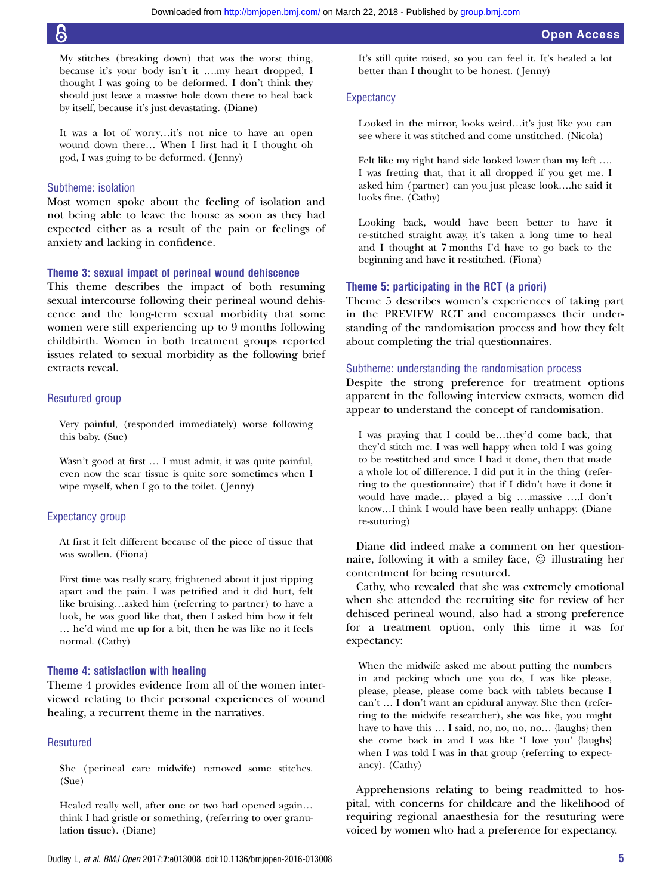> My stitches (breaking down) that was the worst thing, because it's your body isn't it ….my heart dropped, I thought I was going to be deformed. I don't think they should just leave a massive hole down there to heal back by itself, because it's just devastating. (Diane)

> It was a lot of worry…it's not nice to have an open wound down there… When I first had it I thought oh god, I was going to be deformed. (Jenny)

### Subtheme: isolation

Most women spoke about the feeling of isolation and not being able to leave the house as soon as they had expected either as a result of the pain or feelings of anxiety and lacking in confidence.

### Theme 3: sexual impact of perineal wound dehiscence

This theme describes the impact of both resuming sexual intercourse following their perineal wound dehiscence and the long-term sexual morbidity that some women were still experiencing up to 9 months following childbirth. Women in both treatment groups reported issues related to sexual morbidity as the following brief extracts reveal.

#### Resutured group

> Very painful, (responded immediately) worse following this baby. (Sue)

> Wasn't good at first … I must admit, it was quite painful, even now the scar tissue is quite sore sometimes when I wipe myself, when I go to the toilet. (Jenny)

#### Expectancy group

> At first it felt different because of the piece of tissue that was swollen. (Fiona)

> First time was really scary, frightened about it just ripping apart and the pain. I was petrified and it did hurt, felt like bruising…asked him (referring to partner) to have a look, he was good like that, then I asked him how it felt … he'd wind me up for a bit, then he was like no it feels normal. (Cathy)

### Theme 4: satisfaction with healing

Theme 4 provides evidence from all of the women interviewed relating to their personal experiences of wound healing, a recurrent theme in the narratives.

#### Resutured

> She (perineal care midwife) removed some stitches. (Sue)

> Healed really well, after one or two had opened again… think I had gristle or something, (referring to over granulation tissue). (Diane)

> It's still quite raised, so you can feel it. It's healed a lot better than I thought to be honest. (Jenny)

#### Expectancy

> Looked in the mirror, looks weird…it's just like you can see where it was stitched and come unstitched. (Nicola)

> Felt like my right hand side looked lower than my left …. I was fretting that, that it all dropped if you get me. I asked him (partner) can you just please look….he said it looks fine. (Cathy)

> Looking back, would have been better to have it re-stitched straight away, it's taken a long time to heal and I thought at 7 months I'd have to go back to the beginning and have it re-stitched. (Fiona)

### Theme 5: participating in the RCT (a priori)

Theme 5 describes women's experiences of taking part in the PREVIEW RCT and encompasses their understanding of the randomisation process and how they felt about completing the trial questionnaires.

#### Subtheme: understanding the randomisation process

Despite the strong preference for treatment options apparent in the following interview extracts, women did appear to understand the concept of randomisation.

> I was praying that I could be…they'd come back, that they'd stitch me. I was well happy when told I was going to be re-stitched and since I had it done, then that made a whole lot of difference. I did put it in the thing (referring to the questionnaire) that if I didn't have it done it would have made… played a big ….massive ….I don't know…I think I would have been really unhappy. (Diane re-suturing)

Diane did indeed make a comment on her questionnaire, following it with a smiley face, ☺ illustrating her contentment for being resutured.

Cathy, who revealed that she was extremely emotional when she attended the recruiting site for review of her dehisced perineal wound, also had a strong preference for a treatment option, only this time it was for expectancy:

> When the midwife asked me about putting the numbers in and picking which one you do, I was like please, please, please, please come back with tablets because I can't … I don't want an epidural anyway. She then (referring to the midwife researcher), she was like, you might have to have this … I said, no, no, no, no… {laughs} then she come back in and I was like 'I love you' {laughs} when I was told I was in that group (referring to expectancy). (Cathy)

Apprehensions relating to being readmitted to hospital, with concerns for childcare and the likelihood of requiring regional anaesthesia for the resuturing were voiced by women who had a preference for expectancy.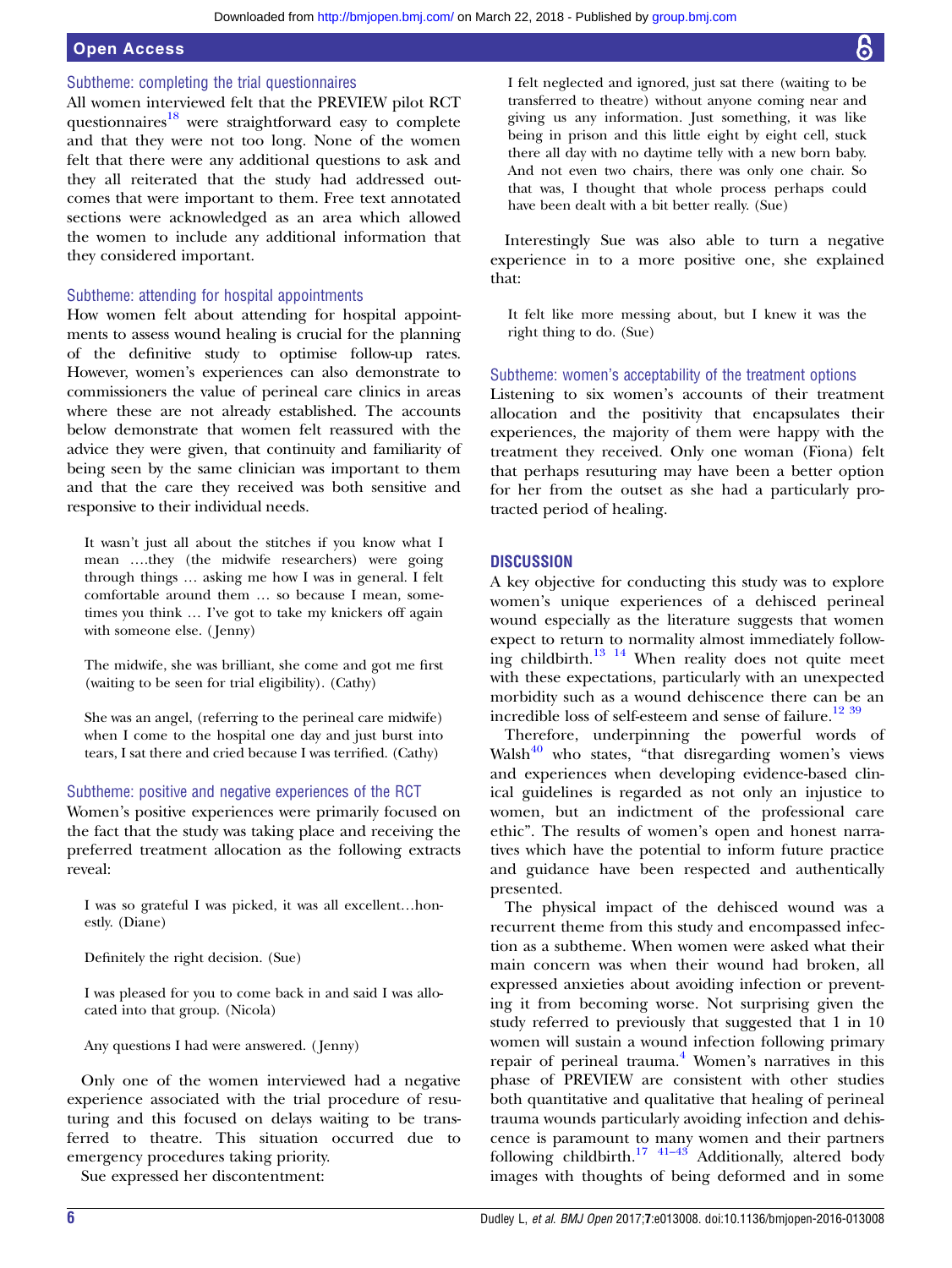### Subtheme: completing the trial questionnaires

All women interviewed felt that the PREVIEW pilot RCT questionnaires[18] were straightforward easy to complete and that they were not too long. None of the women felt that there were any additional questions to ask and they all reiterated that the study had addressed outcomes that were important to them. Free text annotated sections were acknowledged as an area which allowed the women to include any additional information that they considered important.

### Subtheme: attending for hospital appointments

How women felt about attending for hospital appointments to assess wound healing is crucial for the planning of the definitive study to optimise follow-up rates. However, women's experiences can also demonstrate to commissioners the value of perineal care clinics in areas where these are not already established. The accounts below demonstrate that women felt reassured with the advice they were given, that continuity and familiarity of being seen by the same clinician was important to them and that the care they received was both sensitive and responsive to their individual needs.

> It wasn't just all about the stitches if you know what I mean ….they (the midwife researchers) were going through things … asking me how I was in general. I felt comfortable around them … so because I mean, sometimes you think … I've got to take my knickers off again with someone else. (Jenny)

> The midwife, she was brilliant, she come and got me first (waiting to be seen for trial eligibility). (Cathy)

> She was an angel, (referring to the perineal care midwife) when I come to the hospital one day and just burst into tears, I sat there and cried because I was terrified. (Cathy)

### Subtheme: positive and negative experiences of the RCT

Women's positive experiences were primarily focused on the fact that the study was taking place and receiving the preferred treatment allocation as the following extracts reveal:

> I was so grateful I was picked, it was all excellent…honestly. (Diane)

> Definitely the right decision. (Sue)

> I was pleased for you to come back in and said I was allocated into that group. (Nicola)

> Any questions I had were answered. (Jenny)

Only one of the women interviewed had a negative experience associated with the trial procedure of resuturing and this focused on delays waiting to be transferred to theatre. This situation occurred due to emergency procedures taking priority.

Sue expressed her discontentment:

> I felt neglected and ignored, just sat there (waiting to be transferred to theatre) without anyone coming near and giving us any information. Just something, it was like being in prison and this little eight by eight cell, stuck there all day with no daytime telly with a new born baby. And not even two chairs, there was only one chair. So that was, I thought that whole process perhaps could have been dealt with a bit better really. (Sue)

Interestingly Sue was also able to turn a negative experience in to a more positive one, she explained that:

> It felt like more messing about, but I knew it was the right thing to do. (Sue)

### Subtheme: women's acceptability of the treatment options

Listening to six women's accounts of their treatment allocation and the positivity that encapsulates their experiences, the majority of them were happy with the treatment they received. Only one woman (Fiona) felt that perhaps resuturing may have been a better option for her from the outset as she had a particularly protracted period of healing.

## DISCUSSION

A key objective for conducting this study was to explore women's unique experiences of a dehisced perineal wound especially as the literature suggests that women expect to return to normality almost immediately following childbirth.[13 14] When reality does not quite meet with these expectations, particularly with an unexpected morbidity such as a wound dehiscence there can be an incredible loss of self-esteem and sense of failure.[12 39]

Therefore, underpinning the powerful words of Walsh[40] who states, "that disregarding women's views and experiences when developing evidence-based clinical guidelines is regarded as not only an injustice to women, but an indictment of the professional care ethic". The results of women's open and honest narratives which have the potential to inform future practice and guidance have been respected and authentically presented.

The physical impact of the dehisced wound was a recurrent theme from this study and encompassed infection as a subtheme. When women were asked what their main concern was when their wound had broken, all expressed anxieties about avoiding infection or preventing it from becoming worse. Not surprising given the study referred to previously that suggested that 1 in 10 women will sustain a wound infection following primary repair of perineal trauma.[4] Women's narratives in this phase of PREVIEW are consistent with other studies both quantitative and qualitative that healing of perineal trauma wounds particularly avoiding infection and dehiscence is paramount to many women and their partners following childbirth.[17 41–43] Additionally, altered body images with thoughts of being deformed and in some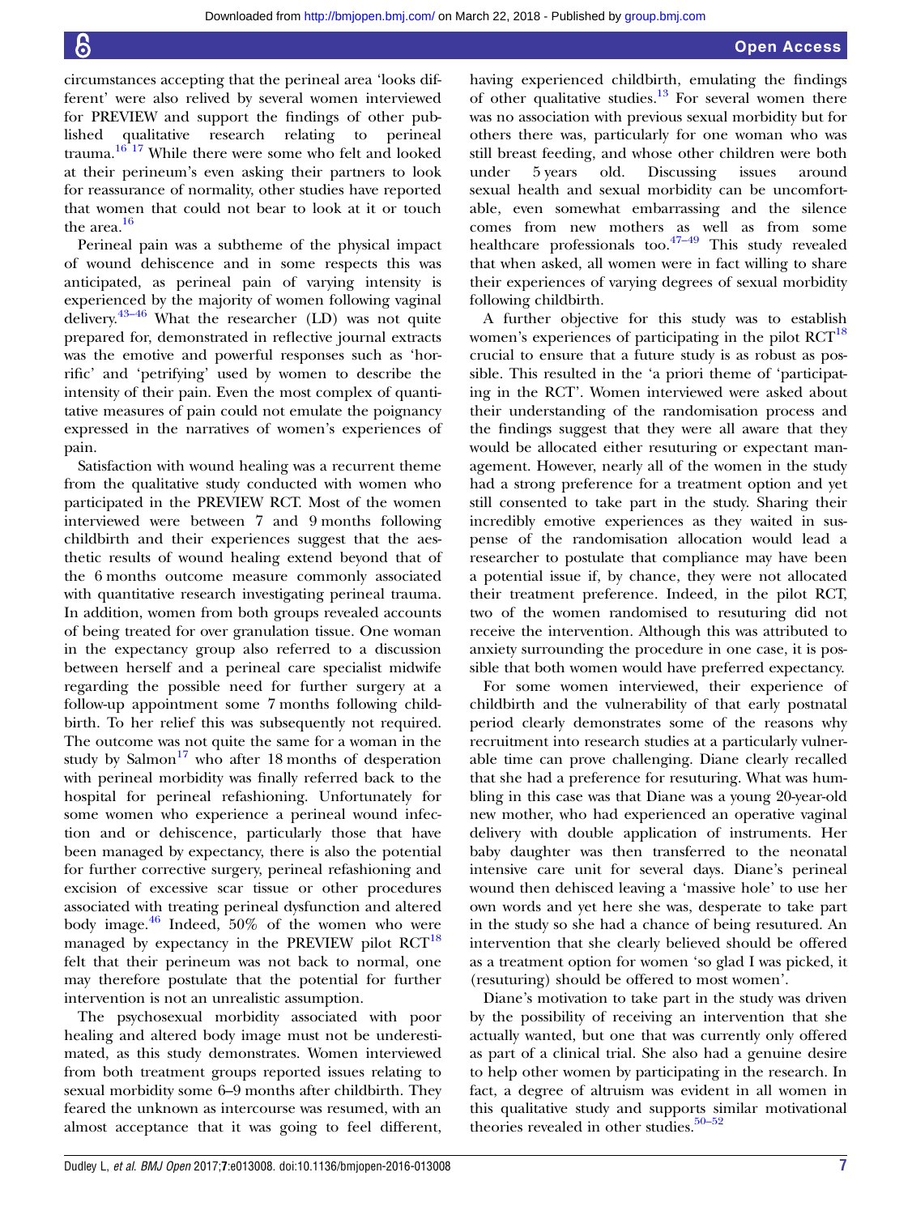circumstances accepting that the perineal area 'looks different' were also relived by several women interviewed for PREVIEW and support the findings of other published qualitative research relating to perineal trauma.[16 17] While there were some who felt and looked at their perineum's even asking their partners to look for reassurance of normality, other studies have reported that women that could not bear to look at it or touch the area.[16]

Perineal pain was a subtheme of the physical impact of wound dehiscence and in some respects this was anticipated, as perineal pain of varying intensity is experienced by the majority of women following vaginal delivery.[43–46] What the researcher (LD) was not quite prepared for, demonstrated in reflective journal extracts was the emotive and powerful responses such as 'horrific' and 'petrifying' used by women to describe the intensity of their pain. Even the most complex of quantitative measures of pain could not emulate the poignancy expressed in the narratives of women's experiences of pain.

Satisfaction with wound healing was a recurrent theme from the qualitative study conducted with women who participated in the PREVIEW RCT. Most of the women interviewed were between 7 and 9 months following childbirth and their experiences suggest that the aesthetic results of wound healing extend beyond that of the 6 months outcome measure commonly associated with quantitative research investigating perineal trauma. In addition, women from both groups revealed accounts of being treated for over granulation tissue. One woman in the expectancy group also referred to a discussion between herself and a perineal care specialist midwife regarding the possible need for further surgery at a follow-up appointment some 7 months following childbirth. To her relief this was subsequently not required. The outcome was not quite the same for a woman in the study by Salmon[17] who after 18 months of desperation with perineal morbidity was finally referred back to the hospital for perineal refashioning. Unfortunately for some women who experience a perineal wound infection and or dehiscence, particularly those that have been managed by expectancy, there is also the potential for further corrective surgery, perineal refashioning and excision of excessive scar tissue or other procedures associated with treating perineal dysfunction and altered body image.[46] Indeed, 50% of the women who were managed by expectancy in the PREVIEW pilot RCT[18] felt that their perineum was not back to normal, one may therefore postulate that the potential for further intervention is not an unrealistic assumption.

The psychosexual morbidity associated with poor healing and altered body image must not be underestimated, as this study demonstrates. Women interviewed from both treatment groups reported issues relating to sexual morbidity some 6–9 months after childbirth. They feared the unknown as intercourse was resumed, with an almost acceptance that it was going to feel different, having experienced childbirth, emulating the findings of other qualitative studies.[13] For several women there was no association with previous sexual morbidity but for others there was, particularly for one woman who was still breast feeding, and whose other children were both under 5 years old. Discussing issues around sexual health and sexual morbidity can be uncomfortable, even somewhat embarrassing and the silence comes from new mothers as well as from some healthcare professionals too.[47–49] This study revealed that when asked, all women were in fact willing to share their experiences of varying degrees of sexual morbidity following childbirth.

A further objective for this study was to establish women's experiences of participating in the pilot RCT[18] crucial to ensure that a future study is as robust as possible. This resulted in the 'a priori theme of 'participating in the RCT'. Women interviewed were asked about their understanding of the randomisation process and the findings suggest that they were all aware that they would be allocated either resuturing or expectant management. However, nearly all of the women in the study had a strong preference for a treatment option and yet still consented to take part in the study. Sharing their incredibly emotive experiences as they waited in suspense of the randomisation allocation would lead a researcher to postulate that compliance may have been a potential issue if, by chance, they were not allocated their treatment preference. Indeed, in the pilot RCT, two of the women randomised to resuturing did not receive the intervention. Although this was attributed to anxiety surrounding the procedure in one case, it is possible that both women would have preferred expectancy.

For some women interviewed, their experience of childbirth and the vulnerability of that early postnatal period clearly demonstrates some of the reasons why recruitment into research studies at a particularly vulnerable time can prove challenging. Diane clearly recalled that she had a preference for resuturing. What was humbling in this case was that Diane was a young 20-year-old new mother, who had experienced an operative vaginal delivery with double application of instruments. Her baby daughter was then transferred to the neonatal intensive care unit for several days. Diane's perineal wound then dehisced leaving a 'massive hole' to use her own words and yet here she was, desperate to take part in the study so she had a chance of being resutured. An intervention that she clearly believed should be offered as a treatment option for women 'so glad I was picked, it (resuturing) should be offered to most women'.

Diane's motivation to take part in the study was driven by the possibility of receiving an intervention that she actually wanted, but one that was currently only offered as part of a clinical trial. She also had a genuine desire to help other women by participating in the research. In fact, a degree of altruism was evident in all women in this qualitative study and supports similar motivational theories revealed in other studies.[50–52]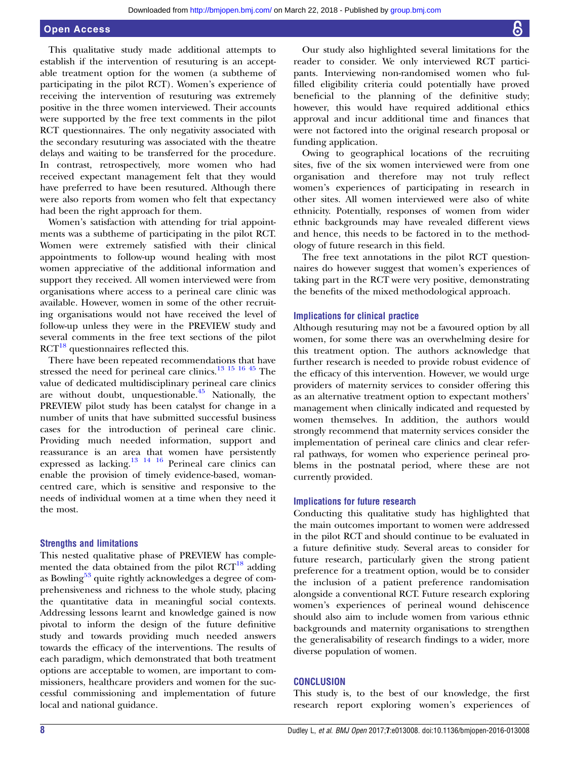This qualitative study made additional attempts to establish if the intervention of resuturing is an acceptable treatment option for the women (a subtheme of participating in the pilot RCT). Women's experience of receiving the intervention of resuturing was extremely positive in the three women interviewed. Their accounts were supported by the free text comments in the pilot RCT questionnaires. The only negativity associated with the secondary resuturing was associated with the theatre delays and waiting to be transferred for the procedure. In contrast, retrospectively, more women who had received expectant management felt that they would have preferred to have been resutured. Although there were also reports from women who felt that expectancy had been the right approach for them.

Women's satisfaction with attending for trial appointments was a subtheme of participating in the pilot RCT. Women were extremely satisfied with their clinical appointments to follow-up wound healing with most women appreciative of the additional information and support they received. All women interviewed were from organisations where access to a perineal care clinic was available. However, women in some of the other recruiting organisations would not have received the level of follow-up unless they were in the PREVIEW study and several comments in the free text sections of the pilot RCT[18] questionnaires reflected this.

There have been repeated recommendations that have stressed the need for perineal care clinics.[13 15 16 45] The value of dedicated multidisciplinary perineal care clinics are without doubt, unquestionable.[45] Nationally, the PREVIEW pilot study has been catalyst for change in a number of units that have submitted successful business cases for the introduction of perineal care clinic. Providing much needed information, support and reassurance is an area that women have persistently expressed as lacking.[13 14 16] Perineal care clinics can enable the provision of timely evidence-based, woman-centred care, which is sensitive and responsive to the needs of individual women at a time when they need it the most.

### Strengths and limitations

This nested qualitative phase of PREVIEW has complemented the data obtained from the pilot RCT[18] adding as Bowling[53] quite rightly acknowledges a degree of comprehensiveness and richness to the whole study, placing the quantitative data in meaningful social contexts. Addressing lessons learnt and knowledge gained is now pivotal to inform the design of the future definitive study and towards providing much needed answers towards the efficacy of the interventions. The results of each paradigm, which demonstrated that both treatment options are acceptable to women, are important to commissioners, healthcare providers and women for the successful commissioning and implementation of future local and national guidance.

Our study also highlighted several limitations for the reader to consider. We only interviewed RCT participants. Interviewing non-randomised women who fulfilled eligibility criteria could potentially have proved beneficial to the planning of the definitive study; however, this would have required additional ethics approval and incur additional time and finances that were not factored into the original research proposal or funding application.

Owing to geographical locations of the recruiting sites, five of the six women interviewed were from one organisation and therefore may not truly reflect women's experiences of participating in research in other sites. All women interviewed were also of white ethnicity. Potentially, responses of women from wider ethnic backgrounds may have revealed different views and hence, this needs to be factored in to the methodology of future research in this field.

The free text annotations in the pilot RCT questionnaires do however suggest that women's experiences of taking part in the RCT were very positive, demonstrating the benefits of the mixed methodological approach.

### Implications for clinical practice

Although resuturing may not be a favoured option by all women, for some there was an overwhelming desire for this treatment option. The authors acknowledge that further research is needed to provide robust evidence of the efficacy of this intervention. However, we would urge providers of maternity services to consider offering this as an alternative treatment option to expectant mothers' management when clinically indicated and requested by women themselves. In addition, the authors would strongly recommend that maternity services consider the implementation of perineal care clinics and clear referral pathways, for women who experience perineal problems in the postnatal period, where these are not currently provided.

### Implications for future research

Conducting this qualitative study has highlighted that the main outcomes important to women were addressed in the pilot RCT and should continue to be evaluated in a future definitive study. Several areas to consider for future research, particularly given the strong patient preference for a treatment option, would be to consider the inclusion of a patient preference randomisation alongside a conventional RCT. Future research exploring women's experiences of perineal wound dehiscence should also aim to include women from various ethnic backgrounds and maternity organisations to strengthen the generalisability of research findings to a wider, more diverse population of women.

## CONCLUSION

This study is, to the best of our knowledge, the first research report exploring women's experiences of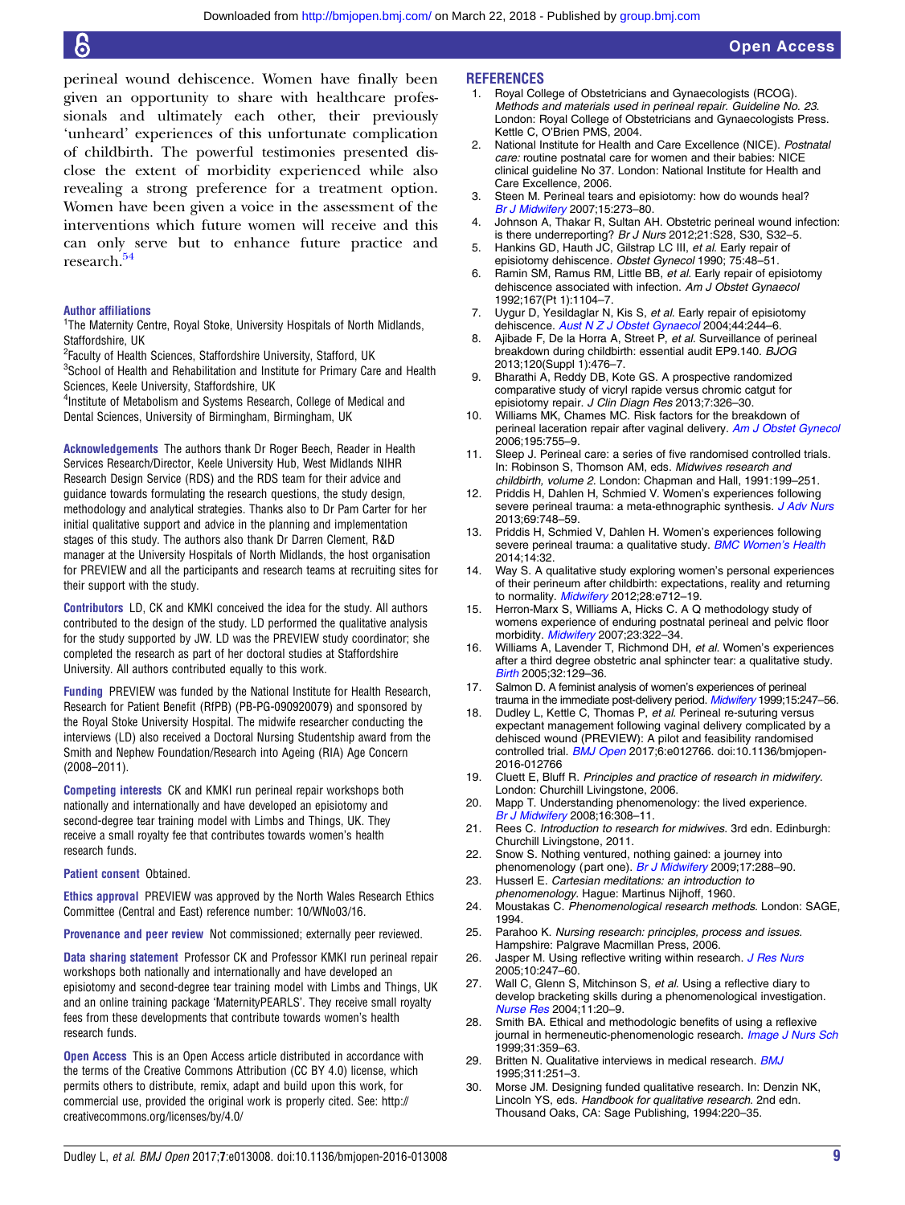perineal wound dehiscence. Women have finally been given an opportunity to share with healthcare professionals and ultimately each other, their previously 'unheard' experiences of this unfortunate complication of childbirth. The powerful testimonies presented disclose the extent of morbidity experienced while also revealing a strong preference for a treatment option. Women have been given a voice in the assessment of the interventions which future women will receive and this can only serve but to enhance future practice and research.[54]

**Author affiliations**
[1]The Maternity Centre, Royal Stoke, University Hospitals of North Midlands, Staffordshire, UK
[2]Faculty of Health Sciences, Staffordshire University, Stafford, UK
[3]School of Health and Rehabilitation and Institute for Primary Care and Health Sciences, Keele University, Staffordshire, UK
[4]Institute of Metabolism and Systems Research, College of Medical and Dental Sciences, University of Birmingham, Birmingham, UK

**Acknowledgements** The authors thank Dr Roger Beech, Reader in Health Services Research/Director, Keele University Hub, West Midlands NIHR Research Design Service (RDS) and the RDS team for their advice and guidance towards formulating the research questions, the study design, methodology and analytical strategies. Thanks also to Dr Pam Carter for her initial qualitative support and advice in the planning and implementation stages of this study. The authors also thank Dr Darren Clement, R&D manager at the University Hospitals of North Midlands, the host organisation for PREVIEW and all the participants and research teams at recruiting sites for their support with the study.

**Contributors** LD, CK and KMKI conceived the idea for the study. All authors contributed to the design of the study. LD performed the qualitative analysis for the study supported by JW. LD was the PREVIEW study coordinator; she completed the research as part of her doctoral studies at Staffordshire University. All authors contributed equally to this work.

**Funding** PREVIEW was funded by the National Institute for Health Research, Research for Patient Benefit (RfPB) (PB-PG-090920079) and sponsored by the Royal Stoke University Hospital. The midwife researcher conducting the interviews (LD) also received a Doctoral Nursing Studentship award from the Smith and Nephew Foundation/Research into Ageing (RIA) Age Concern (2008–2011).

**Competing interests** CK and KMKI run perineal repair workshops both nationally and internationally and have developed an episiotomy and second-degree tear training model with Limbs and Things, UK. They receive a small royalty fee that contributes towards women's health research funds.

**Patient consent** Obtained.

**Ethics approval** PREVIEW was approved by the North Wales Research Ethics Committee (Central and East) reference number: 10/WNo03/16.

**Provenance and peer review** Not commissioned; externally peer reviewed.

**Data sharing statement** Professor CK and Professor KMKI run perineal repair workshops both nationally and internationally and have developed an episiotomy and second-degree tear training model with Limbs and Things, UK and an online training package 'MaternityPEARLS'. They receive small royalty fees from these developments that contribute towards women's health research funds.

**Open Access** This is an Open Access article distributed in accordance with the terms of the Creative Commons Attribution (CC BY 4.0) license, which permits others to distribute, remix, adapt and build upon this work, for commercial use, provided the original work is properly cited. See: http://creativecommons.org/licenses/by/4.0/

## REFERENCES

1. Royal College of Obstetricians and Gynaecologists (RCOG). *Methods and materials used in perineal repair. Guideline No. 23*. London: Royal College of Obstetricians and Gynaecologists Press. Kettle C, O'Brien PMS, 2004.
2. National Institute for Health and Care Excellence (NICE). *Postnatal care:* routine postnatal care for women and their babies: NICE clinical guideline No 37. London: National Institute for Health and Care Excellence, 2006.
3. Steen M. Perineal tears and episiotomy: how do wounds heal? *Br J Midwifery* 2007;15:273–80.
4. Johnson A, Thakar R, Sultan AH. Obstetric perineal wound infection: is there underreporting? *Br J Nurs* 2012;21:S28, S30, S32–5.
5. Hankins GD, Hauth JC, Gilstrap LC III, *et al*. Early repair of episiotomy dehiscence. *Obstet Gynecol* 1990; 75:48–51.
6. Ramin SM, Ramus RM, Little BB, *et al*. Early repair of episiotomy dehiscence associated with infection. *Am J Obstet Gynaecol* 1992;167(Pt 1):1104–7.
7. Uygur D, Yesildaglar N, Kis S, *et al*. Early repair of episiotomy dehiscence. *Aust N Z J Obstet Gynaecol* 2004;44:244–6.
8. Ajibade F, De la Horra A, Street P, *et al*. Surveillance of perineal breakdown during childbirth: essential audit EP9.140. *BJOG* 2013;120(Suppl 1):476–7.
9. Bharathi A, Reddy DB, Kote GS. A prospective randomized comparative study of vicryl rapide versus chromic catgut for episiotomy repair. *J Clin Diagn Res* 2013;7:326–30.
10. Williams MK, Chames MC. Risk factors for the breakdown of perineal laceration repair after vaginal delivery. *Am J Obstet Gynecol* 2006;195:755–9.
11. Sleep J. Perineal care: a series of five randomised controlled trials. In: Robinson S, Thomson AM, eds. *Midwives research and childbirth, volume 2*. London: Chapman and Hall, 1991:199–251.
12. Priddis H, Dahlen H, Schmied V. Women's experiences following severe perineal trauma: a meta-ethnographic synthesis. *J Adv Nurs* 2013;69:748–59.
13. Priddis H, Schmied V, Dahlen H. Women's experiences following severe perineal trauma: a qualitative study. *BMC Women's Health* 2014;14:32.
14. Way S. A qualitative study exploring women's personal experiences of their perineum after childbirth: expectations, reality and returning to normality. *Midwifery* 2012;28:e712–19.
15. Herron-Marx S, Williams A, Hicks C. A Q methodology study of womens experience of enduring postnatal perineal and pelvic floor morbidity. *Midwifery* 2007;23:322–34.
16. Williams A, Lavender T, Richmond DH, *et al*. Women's experiences after a third degree obstetric anal sphincter tear: a qualitative study. *Birth* 2005;32:129–36.
17. Salmon D. A feminist analysis of women's experiences of perineal trauma in the immediate post-delivery period. *Midwifery* 1999;15:247–56.
18. Dudley L, Kettle C, Thomas P, *et al*. Perineal re-suturing versus expectant management following vaginal delivery complicated by a dehisced wound (PREVIEW): A pilot and feasibility randomised controlled trial. *BMJ Open* 2017;6:e012766. doi:10.1136/bmjopen-2016-012766
19. Cluett E, Bluff R. *Principles and practice of research in midwifery*. London: Churchill Livingstone, 2006.
20. Mapp T. Understanding phenomenology: the lived experience. *Br J Midwifery* 2008;16:308–11.
21. Rees C. *Introduction to research for midwives*. 3rd edn. Edinburgh: Churchill Livingstone, 2011.
22. Snow S. Nothing ventured, nothing gained: a journey into phenomenology (part one). *Br J Midwifery* 2009;17:288–90.
23. Husserl E. *Cartesian meditations: an introduction to phenomenology*. Hague: Martinus Nijhoff, 1960.
24. Moustakas C. *Phenomenological research methods*. London: SAGE, 1994.
25. Parahoo K. *Nursing research: principles, process and issues*. Hampshire: Palgrave Macmillan Press, 2006.
26. Jasper M. Using reflective writing within research. *J Res Nurs* 2005;10:247–60.
27. Wall C, Glenn S, Mitchinson S, *et al*. Using a reflective diary to develop bracketing skills during a phenomenological investigation. *Nurse Res* 2004;11:20–9.
28. Smith BA. Ethical and methodologic benefits of using a reflexive journal in hermeneutic-phenomenologic research. *Image J Nurs Sch* 1999;31:359–63.
29. Britten N. Qualitative interviews in medical research. *BMJ* 1995;311:251–3.
30. Morse JM. Designing funded qualitative research. In: Denzin NK, Lincoln YS, eds. *Handbook for qualitative research*. 2nd edn. Thousand Oaks, CA: Sage Publishing, 1994:220–35.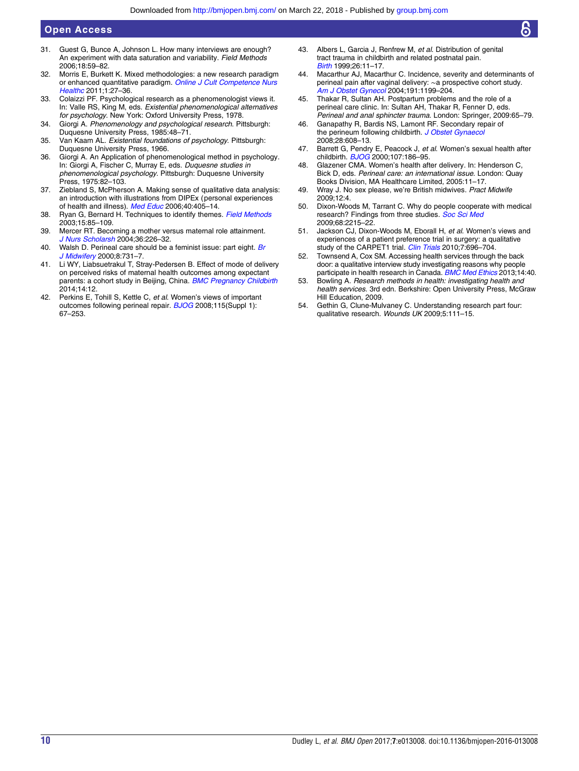31. Guest G, Bunce A, Johnson L. How many interviews are enough? An experiment with data saturation and variability. *Field Methods* 2006;18:59–82.
32. Morris E, Burkett K. Mixed methodologies: a new research paradigm or enhanced quantitative paradigm. *Online J Cult Competence Nurs Healthc* 2011;1:27–36.
33. Colaizzi PF. Psychological research as a phenomenologist views it. In: Valle RS, King M, eds. *Existential phenomenological alternatives for psychology*. New York: Oxford University Press, 1978.
34. Giorgi A. *Phenomenology and psychological research*. Pittsburgh: Duquesne University Press, 1985:48–71.
35. Van Kaam AL. *Existential foundations of psychology*. Pittsburgh: Duquesne University Press, 1966.
36. Giorgi A. An Application of phenomenological method in psychology. In: Giorgi A, Fischer C, Murray E, eds. *Duquesne studies in phenomenological psychology*. Pittsburgh: Duquesne University Press, 1975:82–103.
37. Ziebland S, McPherson A. Making sense of qualitative data analysis: an introduction with illustrations from DIPEx (personal experiences of health and illness). *Med Educ* 2006;40:405–14.
38. Ryan G, Bernard H. Techniques to identify themes. *Field Methods* 2003;15:85–109.
39. Mercer RT. Becoming a mother versus maternal role attainment. *J Nurs Scholarsh* 2004;36:226–32.
40. Walsh D. Perineal care should be a feminist issue: part eight. *Br J Midwifery* 2000;8:731–7.
41. Li WY, Liabsuetrakul T, Stray-Pedersen B. Effect of mode of delivery on perceived risks of maternal health outcomes among expectant parents: a cohort study in Beijing, China. *BMC Pregnancy Childbirth* 2014;14:12.
42. Perkins E, Tohill S, Kettle C, *et al*. Women's views of important outcomes following perineal repair. *BJOG* 2008;115(Suppl 1): 67–253.
43. Albers L, Garcia J, Renfrew M, *et al*. Distribution of genital tract trauma in childbirth and related postnatal pain. *Birth* 1999;26:11–17.
44. Macarthur AJ, Macarthur C. Incidence, severity and determinants of perineal pain after vaginal delivery: ~a prospective cohort study. *Am J Obstet Gynecol* 2004;191:1199–204.
45. Thakar R, Sultan AH. Postpartum problems and the role of a perineal care clinic. In: Sultan AH, Thakar R, Fenner D, eds. *Perineal and anal sphincter trauma*. London: Springer, 2009:65–79.
46. Ganapathy R, Bardis NS, Lamont RF. Secondary repair of the perineum following childbirth. *J Obstet Gynaecol* 2008;28:608–13.
47. Barrett G, Pendry E, Peacock J, *et al*. Women's sexual health after childbirth. *BJOG* 2000;107:186–95.
48. Glazener CMA. Women's health after delivery. In: Henderson C, Bick D, eds. *Perineal care: an international issue*. London: Quay Books Division, MA Healthcare Limited, 2005:11–17.
49. Wray J. No sex please, we're British midwives. *Pract Midwife* 2009;12:4.
50. Dixon-Woods M, Tarrant C. Why do people cooperate with medical research? Findings from three studies. *Soc Sci Med* 2009;68:2215–22.
51. Jackson CJ, Dixon-Woods M, Eborall H, *et al*. Women's views and experiences of a patient preference trial in surgery: a qualitative study of the CARPET1 trial. *Clin Trials* 2010;7:696–704.
52. Townsend A, Cox SM. Accessing health services through the back door: a qualitative interview study investigating reasons why people participate in health research in Canada. *BMC Med Ethics* 2013;14:40.
53. Bowling A. *Research methods in health: investigating health and health services*. 3rd edn. Berkshire: Open University Press, McGraw Hill Education, 2009.
54. Gethin G, Clune-Mulvaney C. Understanding research part four: qualitative research. *Wounds UK* 2009;5:111–15.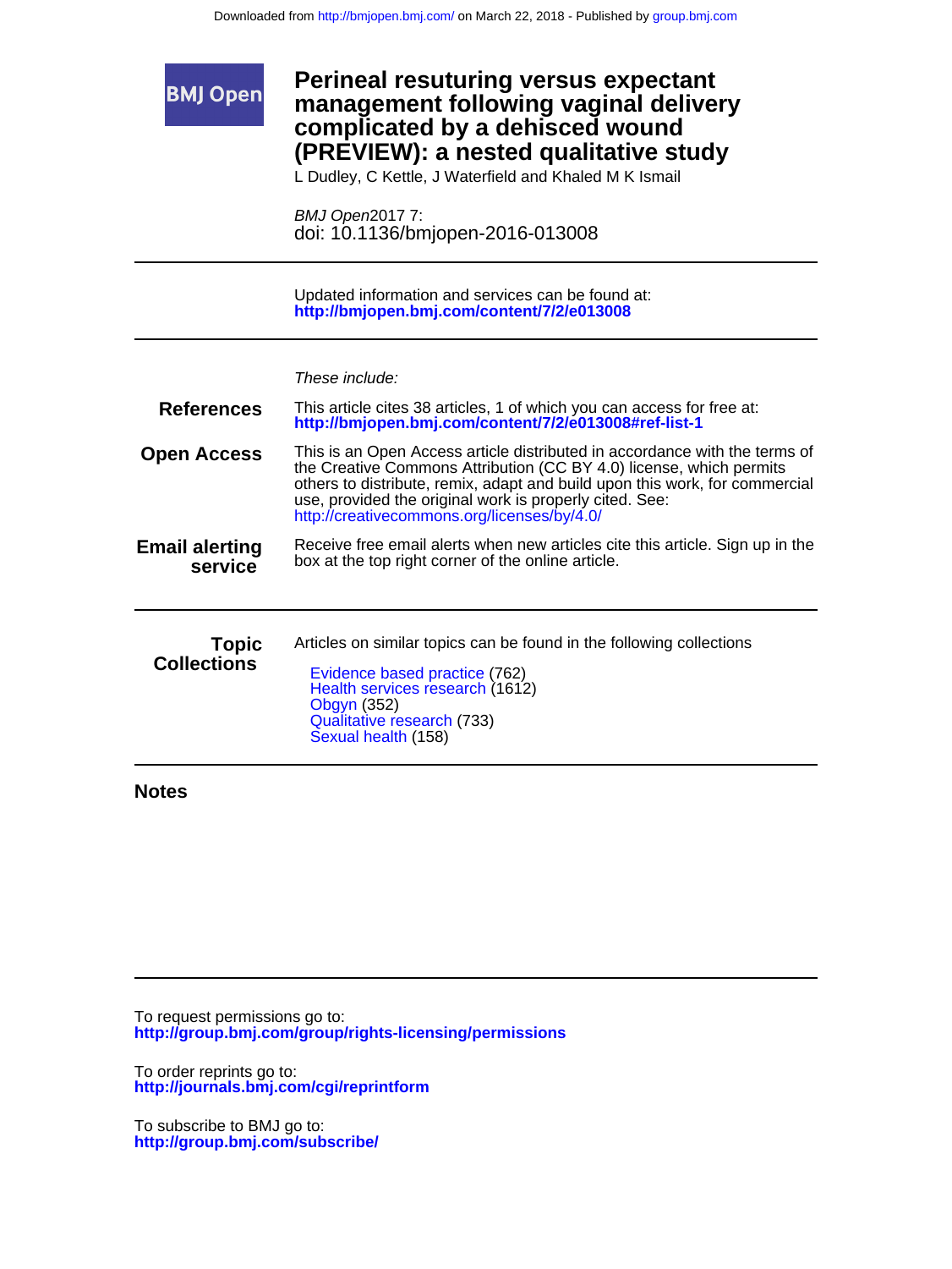Downloaded from http://bmjopen.bmj.com/ on March 22, 2018 - Published by group.bmj.com

BMJ Open

# Perineal resuturing versus expectant management following vaginal delivery complicated by a dehisced wound (PREVIEW): a nested qualitative study

L Dudley, C Kettle, J Waterfield and Khaled M K Ismail

*BMJ Open*2017 7:
doi: 10.1136/bmjopen-2016-013008

Updated information and services can be found at:
**http://bmjopen.bmj.com/content/7/2/e013008**

*These include:*

**References**

This article cites 38 articles, 1 of which you can access for free at:
**http://bmjopen.bmj.com/content/7/2/e013008#ref-list-1**

**Open Access**

This is an Open Access article distributed in accordance with the terms of the Creative Commons Attribution (CC BY 4.0) license, which permits others to distribute, remix, adapt and build upon this work, for commercial use, provided the original work is properly cited. See: http://creativecommons.org/licenses/by/4.0/

**Email alerting service**

Receive free email alerts when new articles cite this article. Sign up in the box at the top right corner of the online article.

**Topic Collections**

Articles on similar topics can be found in the following collections

- Evidence based practice (762)
- Health services research (1612)
- Obgyn (352)
- Qualitative research (733)
- Sexual health (158)

## Notes

To request permissions go to:
**http://group.bmj.com/group/rights-licensing/permissions**

To order reprints go to:
**http://journals.bmj.com/cgi/reprintform**

To subscribe to BMJ go to:
**http://group.bmj.com/subscribe/**